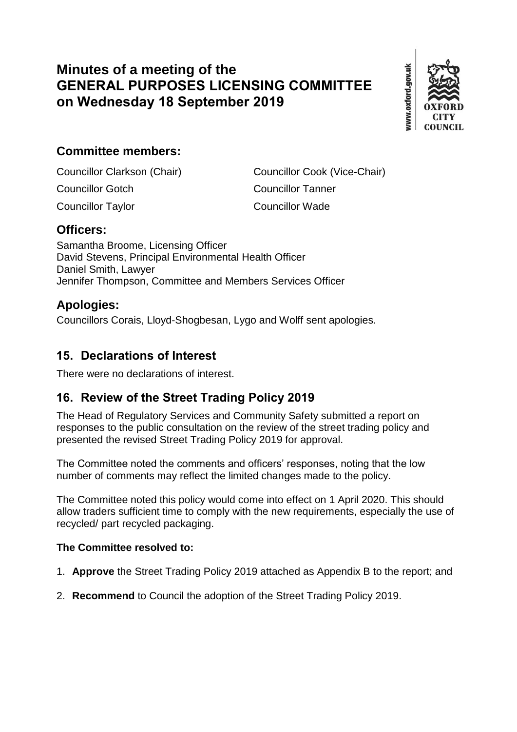# Minutes of a meeting of the GENERAL PURPOSES LICENSING COMMITTEE on Wednesday 18 September 2019

## Committee members:

Councillor Clarkson (Chair)
Councillor Cook (Vice-Chair)
Councillor Gotch
Councillor Tanner
Councillor Taylor
Councillor Wade

## Officers:

Samantha Broome, Licensing Officer
David Stevens, Principal Environmental Health Officer
Daniel Smith, Lawyer
Jennifer Thompson, Committee and Members Services Officer

## Apologies:

Councillors Corais, Lloyd-Shogbesan, Lygo and Wolff sent apologies.

## 15. Declarations of Interest

There were no declarations of interest.

## 16. Review of the Street Trading Policy 2019

The Head of Regulatory Services and Community Safety submitted a report on responses to the public consultation on the review of the street trading policy and presented the revised Street Trading Policy 2019 for approval.

The Committee noted the comments and officers' responses, noting that the low number of comments may reflect the limited changes made to the policy.

The Committee noted this policy would come into effect on 1 April 2020. This should allow traders sufficient time to comply with the new requirements, especially the use of recycled/ part recycled packaging.

**The Committee resolved to:**

1. **Approve** the Street Trading Policy 2019 attached as Appendix B to the report; and
2. **Recommend** to Council the adoption of the Street Trading Policy 2019.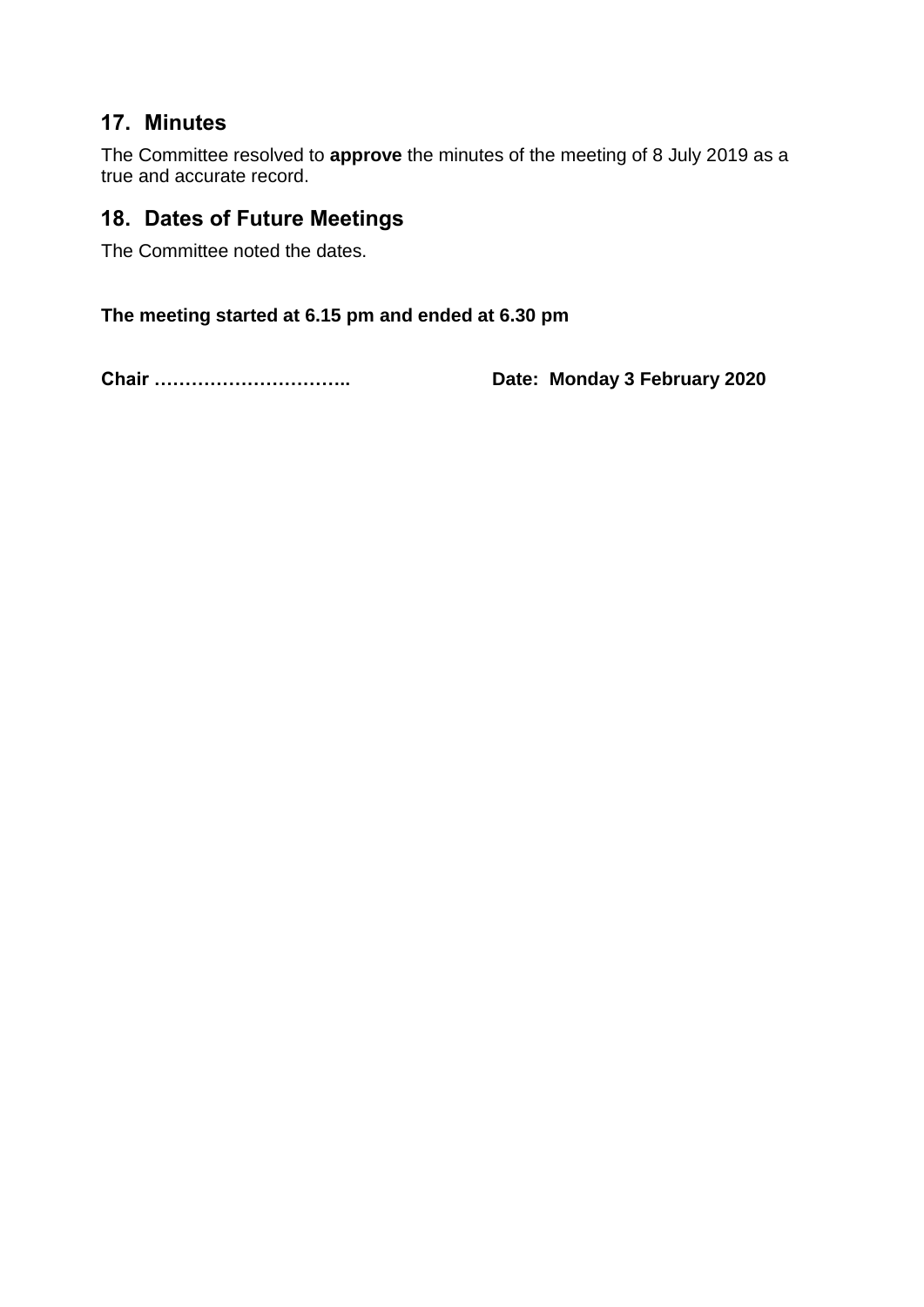## 17. Minutes

The Committee resolved to **approve** the minutes of the meeting of 8 July 2019 as a true and accurate record.

## 18. Dates of Future Meetings

The Committee noted the dates.

**The meeting started at 6.15 pm and ended at 6.30 pm**

**Chair …………………………..** **Date: Monday 3 February 2020**